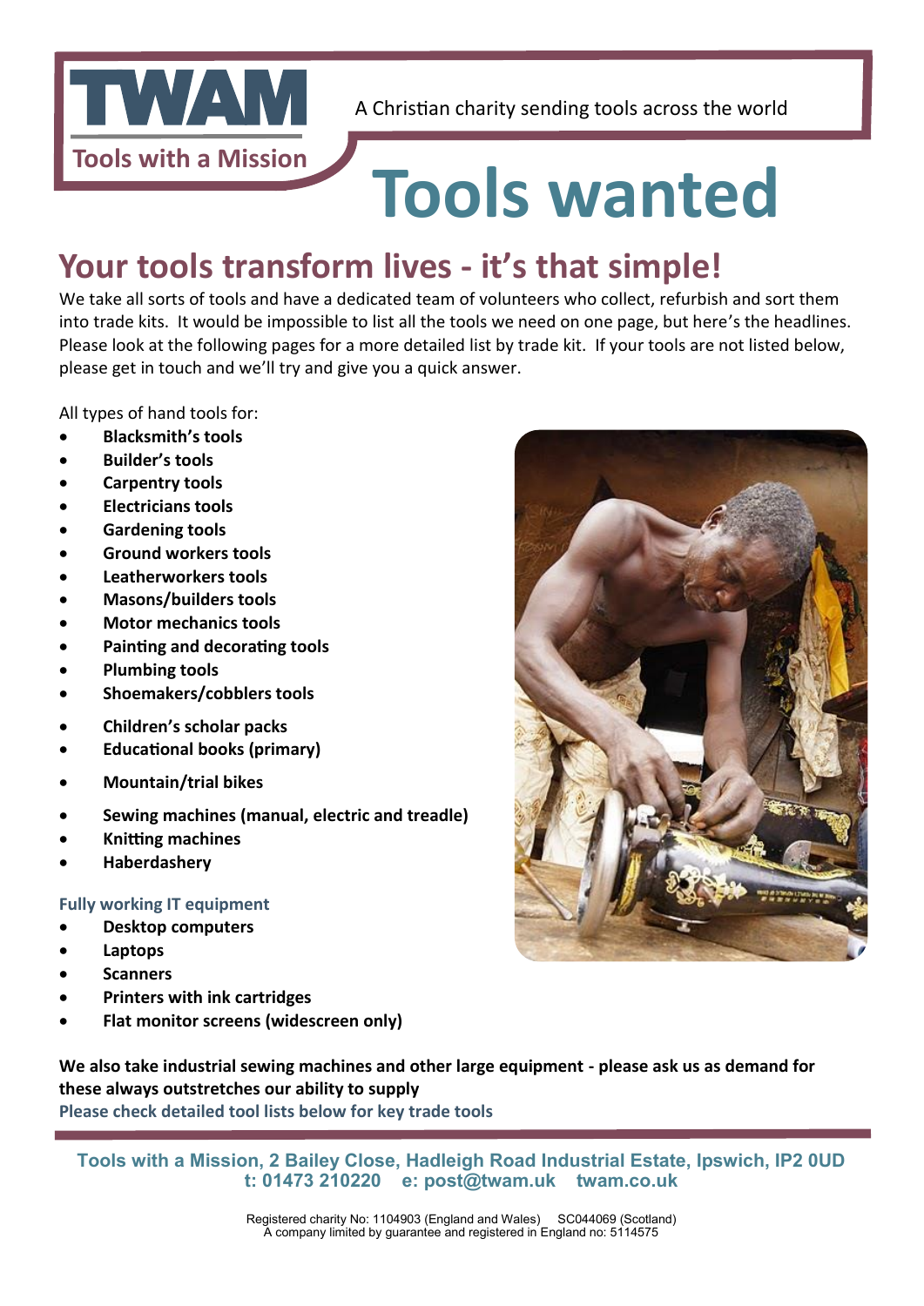# TWAM

**Tools with a Mission**

A Christian charity sending tools across the world

# Tools wanted

## Your tools transform lives - it's that simple!

We take all sorts of tools and have a dedicated team of volunteers who collect, refurbish and sort them into trade kits. It would be impossible to list all the tools we need on one page, but here's the headlines. Please look at the following pages for a more detailed list by trade kit. If your tools are not listed below, please get in touch and we'll try and give you a quick answer.

All types of hand tools for:

- **Blacksmith's tools**
- **Builder's tools**
- **Carpentry tools**
- **Electricians tools**
- **Gardening tools**
- **Ground workers tools**
- **Leatherworkers tools**
- **Masons/builders tools**
- **Motor mechanics tools**
- **Painting and decorating tools**
- **Plumbing tools**
- **Shoemakers/cobblers tools**

- **Children's scholar packs**
- **Educational books (primary)**

- **Mountain/trial bikes**

- **Sewing machines (manual, electric and treadle)**
- **Knitting machines**
- **Haberdashery**

**Fully working IT equipment**

- **Desktop computers**
- **Laptops**
- **Scanners**
- **Printers with ink cartridges**
- **Flat monitor screens (widescreen only)**

**We also take industrial sewing machines and other large equipment - please ask us as demand for these always outstretches our ability to supply**

**Please check detailed tool lists below for key trade tools**

**Tools with a Mission, 2 Bailey Close, Hadleigh Road Industrial Estate, Ipswich, IP2 0UD**
**t: 01473 210220 e: post@twam.uk twam.co.uk**

Registered charity No: 1104903 (England and Wales) SC044069 (Scotland)
A company limited by guarantee and registered in England no: 5114575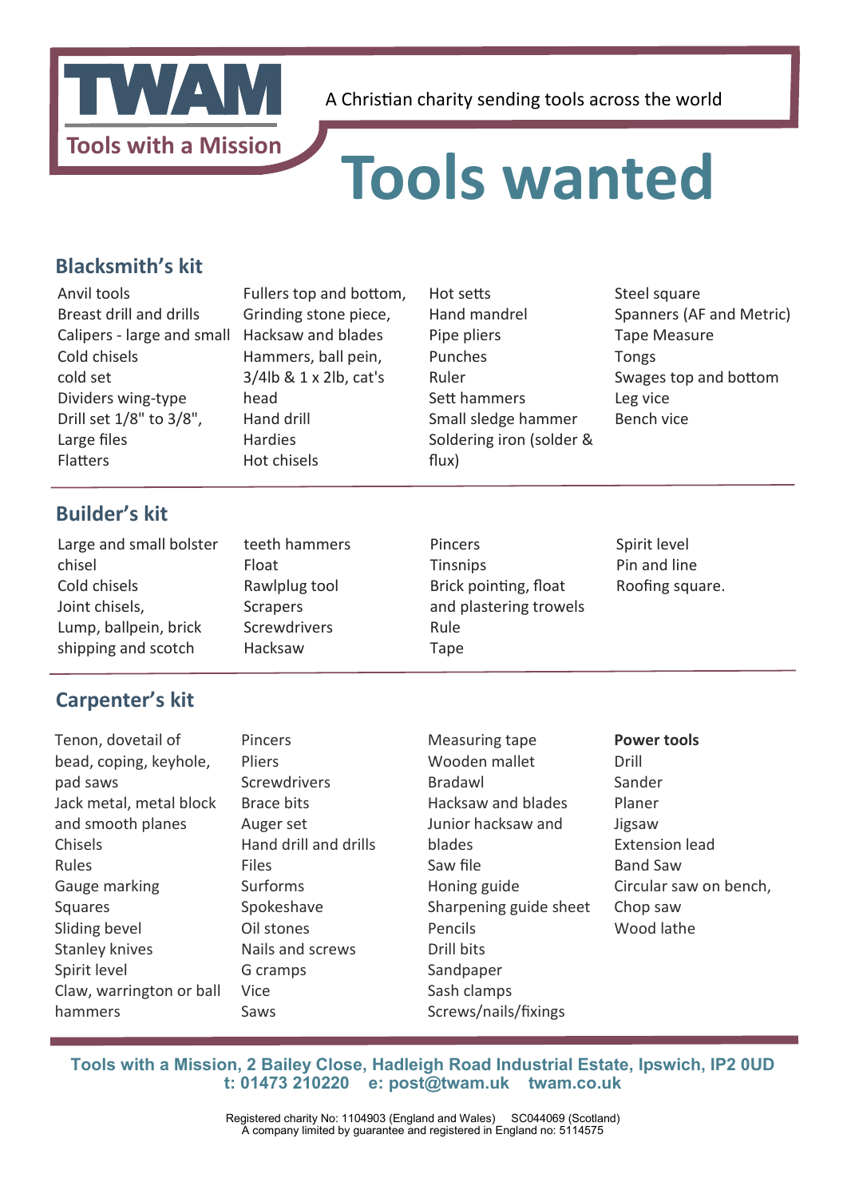TWAM

Tools with a Mission

A Christian charity sending tools across the world

# Tools wanted

## Blacksmith's kit

Anvil tools
Breast drill and drills
Calipers - large and small
Cold chisels
cold set
Dividers wing-type
Drill set 1/8" to 3/8",
Large files
Flatters
Fullers top and bottom,
Grinding stone piece,
Hacksaw and blades
Hammers, ball pein, 3/4lb & 1 x 2lb, cat's head
Hand drill
Hardies
Hot chisels
Hot setts
Hand mandrel
Pipe pliers
Punches
Ruler
Sett hammers
Small sledge hammer
Soldering iron (solder & flux)
Steel square
Spanners (AF and Metric)
Tape Measure
Tongs
Swages top and bottom
Leg vice
Bench vice

## Builder's kit

Large and small bolster chisel
Cold chisels
Joint chisels,
Lump, ballpein, brick shipping and scotch teeth hammers
Float
Rawlplug tool
Scrapers
Screwdrivers
Hacksaw
Pincers
Tinsnips
Brick pointing, float and plastering trowels
Rule
Tape
Spirit level
Pin and line
Roofing square.

## Carpenter's kit

Tenon, dovetail of bead, coping, keyhole, pad saws
Jack metal, metal block and smooth planes
Chisels
Rules
Gauge marking
Squares
Sliding bevel
Stanley knives
Spirit level
Claw, warrington or ball hammers
Pincers
Pliers
Screwdrivers
Brace bits
Auger set
Hand drill and drills
Files
Surforms
Spokeshave
Oil stones
Nails and screws
G cramps
Vice
Saws
Measuring tape
Wooden mallet
Bradawl
Hacksaw and blades
Junior hacksaw and blades
Saw file
Honing guide
Sharpening guide sheet
Pencils
Drill bits
Sandpaper
Sash clamps
Screws/nails/fixings

**Power tools**

Drill
Sander
Planer
Jigsaw
Extension lead
Band Saw
Circular saw on bench,
Chop saw
Wood lathe

**Tools with a Mission, 2 Bailey Close, Hadleigh Road Industrial Estate, Ipswich, IP2 0UD**
**t: 01473 210220 e: post@twam.uk twam.co.uk**

Registered charity No: 1104903 (England and Wales) SC044069 (Scotland)
A company limited by guarantee and registered in England no: 5114575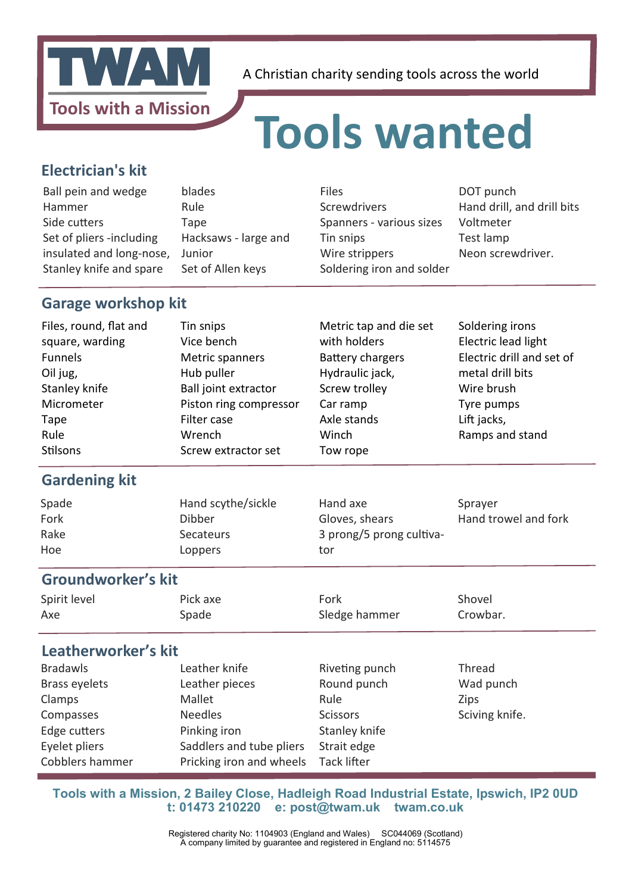# TWAM

**Tools with a Mission**

A Christian charity sending tools across the world

# Tools wanted

## Electrician's kit

Ball pein and wedge Hammer
Side cutters
Set of pliers -including insulated and long-nose,
Stanley knife and spare blades
Rule
Tape
Hacksaws - large and Junior
Set of Allen keys
Files
Screwdrivers
Spanners - various sizes
Tin snips
Wire strippers
Soldering iron and solder
DOT punch
Hand drill, and drill bits
Voltmeter
Test lamp
Neon screwdriver.

## Garage workshop kit

Files, round, flat and square, warding
Funnels
Oil jug,
Stanley knife
Micrometer
Tape
Rule
Stilsons
Tin snips
Vice bench
Metric spanners
Hub puller
Ball joint extractor
Piston ring compressor
Filter case
Wrench
Screw extractor set
Metric tap and die set with holders
Battery chargers
Hydraulic jack,
Screw trolley
Car ramp
Axle stands
Winch
Tow rope
Soldering irons
Electric lead light
Electric drill and set of metal drill bits
Wire brush
Tyre pumps
Lift jacks,
Ramps and stand

## Gardening kit

Spade
Fork
Rake
Hoe
Hand scythe/sickle
Dibber
Secateurs
Loppers
Hand axe
Gloves, shears
3 prong/5 prong cultivator
Sprayer
Hand trowel and fork

## Groundworker's kit

Spirit level
Axe
Pick axe
Spade
Fork
Sledge hammer
Shovel
Crowbar.

## Leatherworker's kit

Bradawls
Brass eyelets
Clamps
Compasses
Edge cutters
Eyelet pliers
Cobblers hammer
Leather knife
Leather pieces
Mallet
Needles
Pinking iron
Saddlers and tube pliers
Pricking iron and wheels
Riveting punch
Round punch
Rule
Scissors
Stanley knife
Strait edge
Tack lifter
Thread
Wad punch
Zips
Sciving knife.

**Tools with a Mission, 2 Bailey Close, Hadleigh Road Industrial Estate, Ipswich, IP2 0UD**
**t: 01473 210220 e: post@twam.co.uk twam.co.uk**

Registered charity No: 1104903 (England and Wales) SC044069 (Scotland)
A company limited by guarantee and registered in England no: 5114575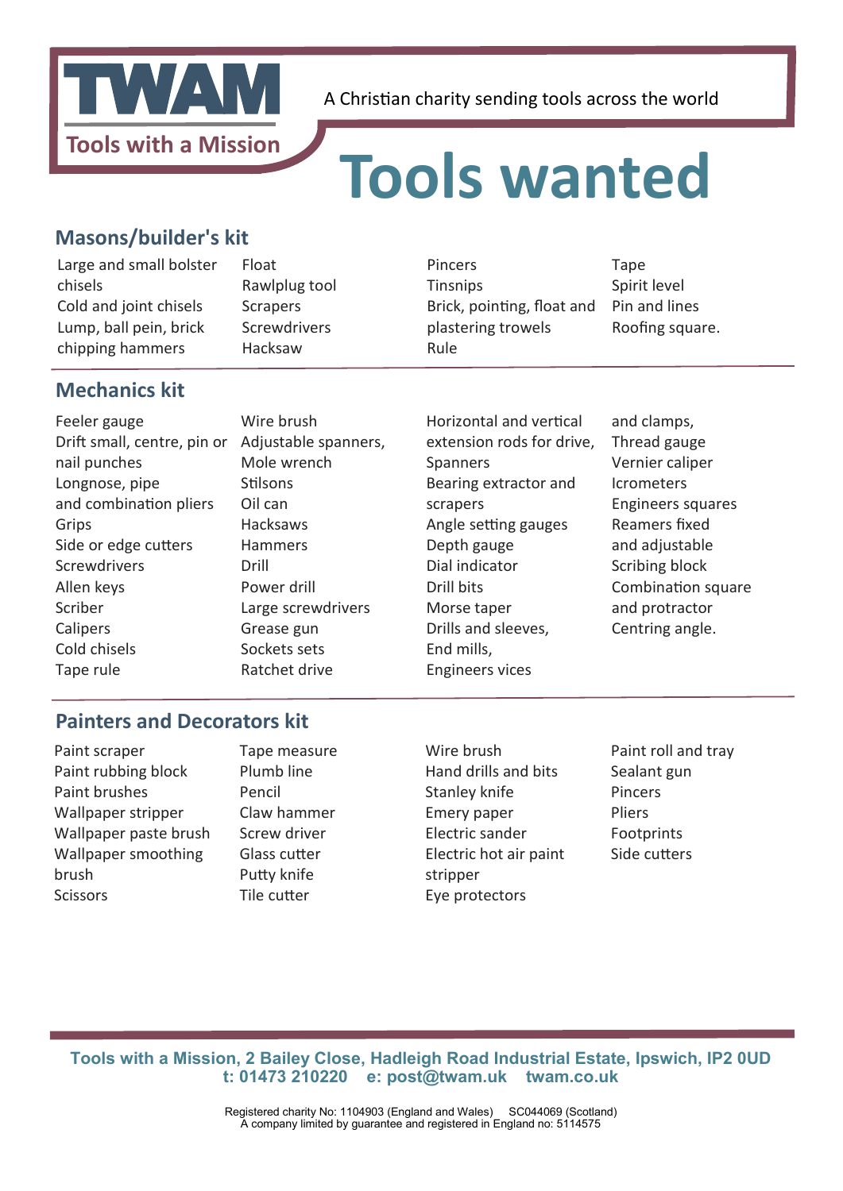**TWAM**

**Tools with a Mission**

A Christian charity sending tools across the world

# Tools wanted

## Masons/builder's kit

Large and small bolster chisels
Cold and joint chisels
Lump, ball pein, brick chipping hammers
Float
Rawlplug tool
Scrapers
Screwdrivers
Hacksaw
Pincers
Tinsnips
Brick, pointing, float and plastering trowels
Rule
Tape
Spirit level
Pin and lines
Roofing square.

## Mechanics kit

Feeler gauge
Drift small, centre, pin or nail punches
Longnose, pipe and combination pliers
Grips
Side or edge cutters
Screwdrivers
Allen keys
Scriber
Calipers
Cold chisels
Tape rule
Wire brush
Adjustable spanners,
Mole wrench
Stilsons
Oil can
Hacksaws
Hammers
Drill
Power drill
Large screwdrivers
Grease gun
Sockets sets
Ratchet drive
Horizontal and vertical extension rods for drive,
Spanners
Bearing extractor and scrapers
Angle setting gauges
Depth gauge
Dial indicator
Drill bits
Morse taper
Drills and sleeves,
End mills,
Engineers vices and clamps,
Thread gauge
Vernier caliper
Icrometers
Engineers squares
Reamers fixed and adjustable
Scribing block
Combination square and protractor
Centring angle.

## Painters and Decorators kit

Paint scraper
Paint rubbing block
Paint brushes
Wallpaper stripper
Wallpaper paste brush
Wallpaper smoothing brush
Scissors
Tape measure
Plumb line
Pencil
Claw hammer
Screw driver
Glass cutter
Putty knife
Tile cutter
Wire brush
Hand drills and bits
Stanley knife
Emery paper
Electric sander
Electric hot air paint stripper
Eye protectors
Paint roll and tray
Sealant gun
Pincers
Pliers
Footprints
Side cutters

**Tools with a Mission, 2 Bailey Close, Hadleigh Road Industrial Estate, Ipswich, IP2 0UD**
**t: 01473 210220 e: post@twam.co.uk twam.co.uk**

Registered charity No: 1104903 (England and Wales) SC044069 (Scotland)
A company limited by guarantee and registered in England no: 5114575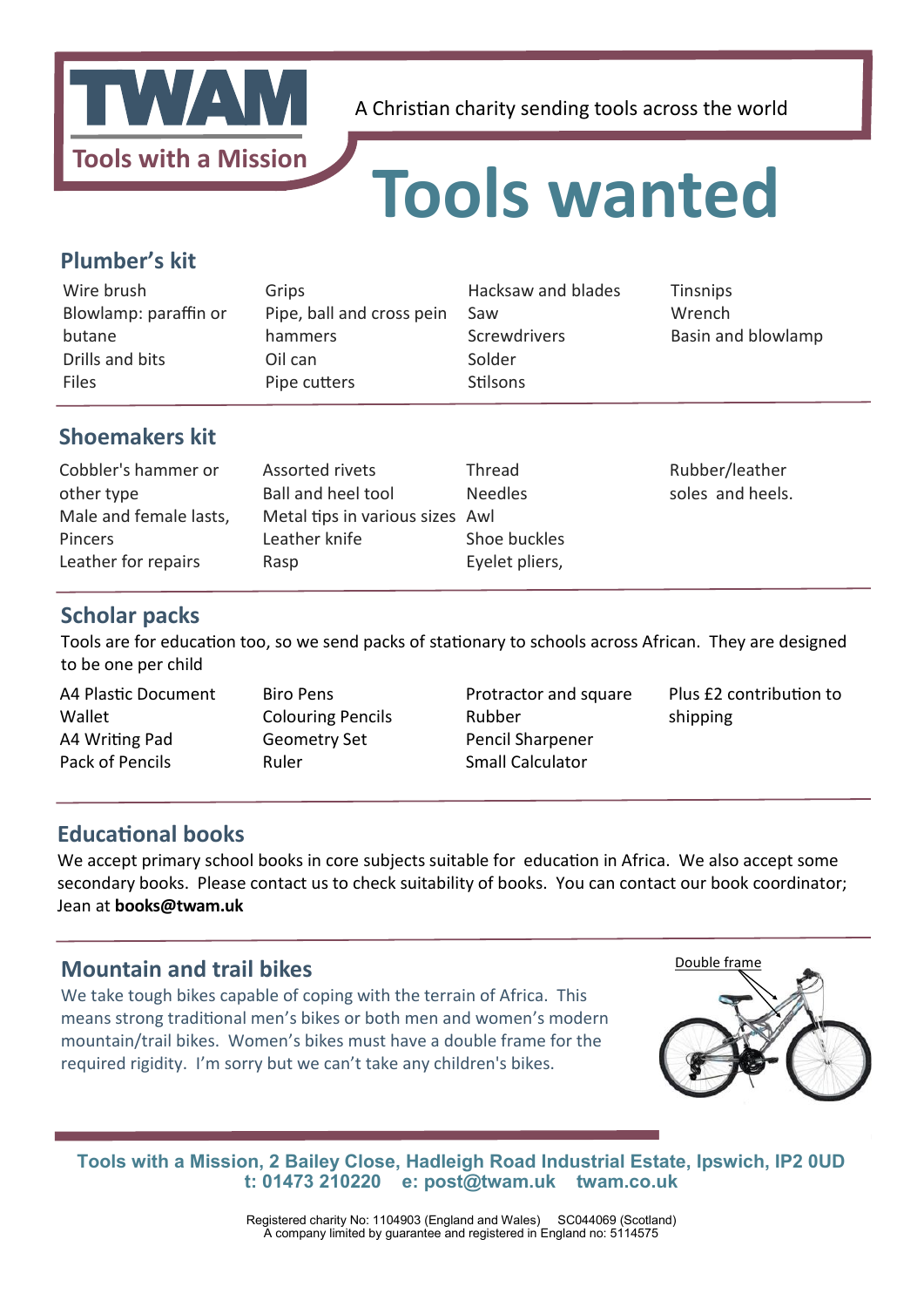# TWAM

Tools with a Mission

A Christian charity sending tools across the world

# Tools wanted

## Plumber's kit

| | | | |
|---|---|---|---|
| Wire brush | Grips | Hacksaw and blades | Tinsnips |
| Blowlamp: paraffin or butane | Pipe, ball and cross pein hammers | Saw | Wrench |
| Drills and bits | Oil can | Screwdrivers | Basin and blowlamp |
| Files | Pipe cutters | Solder | |
| | | Stilsons | |

## Shoemakers kit

| | | | |
|---|---|---|---|
| Cobbler's hammer or other type | Assorted rivets | Thread | Rubber/leather soles and heels. |
| Male and female lasts, | Ball and heel tool | Needles | |
| Pincers | Metal tips in various sizes | Awl | |
| Leather for repairs | Leather knife | Shoe buckles | |
| | Rasp | Eyelet pliers, | |

## Scholar packs

Tools are for education too, so we send packs of stationary to schools across African. They are designed to be one per child

| | | | |
|---|---|---|---|
| A4 Plastic Document Wallet | Biro Pens | Protractor and square | Plus £2 contribution to shipping |
| A4 Writing Pad | Colouring Pencils | Rubber | |
| Pack of Pencils | Geometry Set | Pencil Sharpener | |
| | Ruler | Small Calculator | |

## Educational books

We accept primary school books in core subjects suitable for education in Africa. We also accept some secondary books. Please contact us to check suitability of books. You can contact our book coordinator; Jean at **books@twam.uk**

## Mountain and trail bikes

We take tough bikes capable of coping with the terrain of Africa. This means strong traditional men's bikes or both men and women's modern mountain/trail bikes. Women's bikes must have a double frame for the required rigidity. I'm sorry but we can't take any children's bikes.

Double frame

**Tools with a Mission, 2 Bailey Close, Hadleigh Road Industrial Estate, Ipswich, IP2 0UD**
**t: 01473 210220 e: post@twam.uk twam.co.uk**

Registered charity No: 1104903 (England and Wales) SC044069 (Scotland)
A company limited by guarantee and registered in England no: 5114575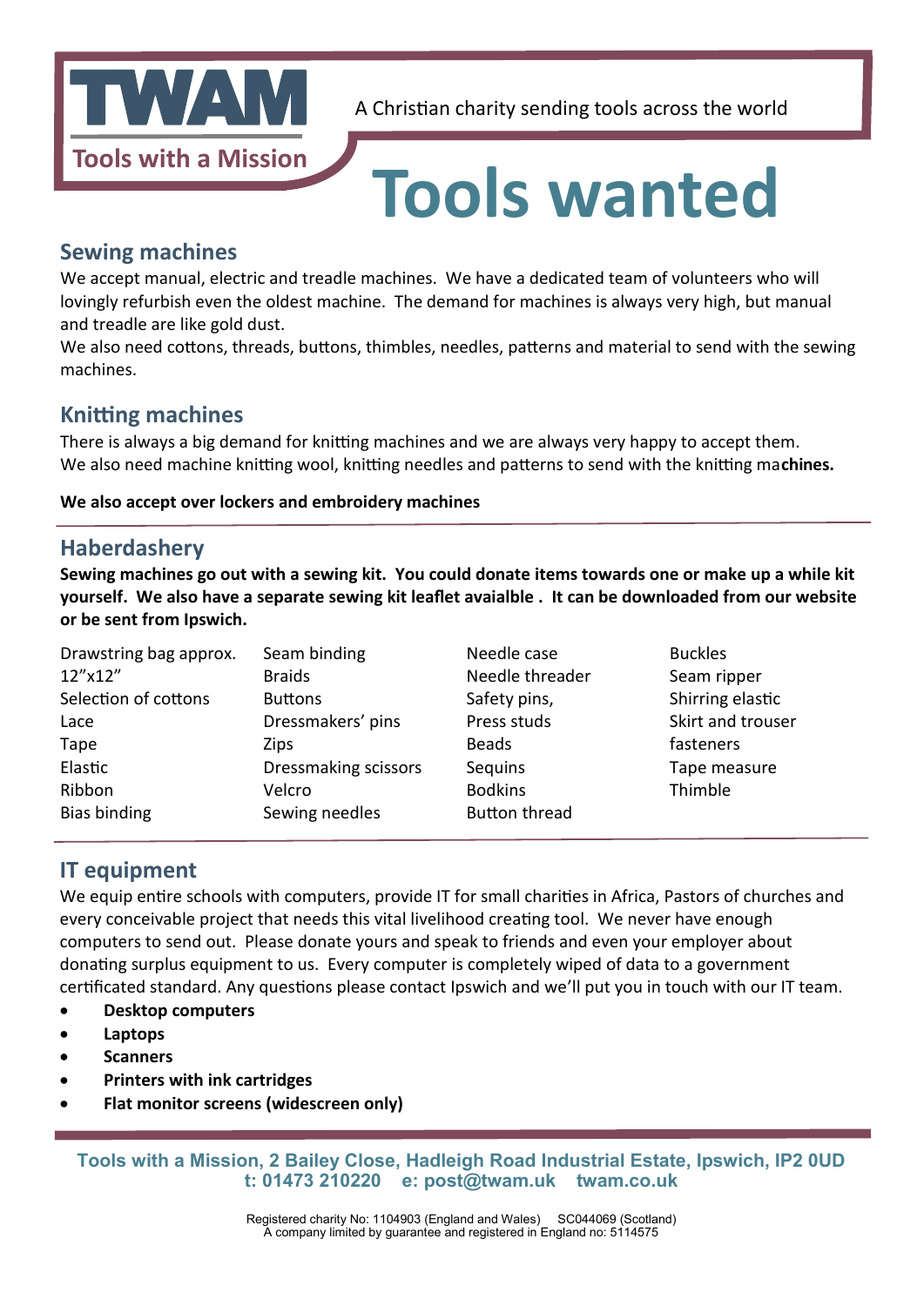**TWAM**

**Tools with a Mission**

A Christian charity sending tools across the world

# Tools wanted

## Sewing machines

We accept manual, electric and treadle machines. We have a dedicated team of volunteers who will lovingly refurbish even the oldest machine. The demand for machines is always very high, but manual and treadle are like gold dust.

We also need cottons, threads, buttons, thimbles, needles, patterns and material to send with the sewing machines.

## Knitting machines

There is always a big demand for knitting machines and we are always very happy to accept them.

We also need machine knitting wool, knitting needles and patterns to send with the knitting ma**chines.**

**We also accept over lockers and embroidery machines**

---

## Haberdashery

**Sewing machines go out with a sewing kit. You could donate items towards one or make up a while kit yourself. We also have a separate sewing kit leaflet avaialble . It can be downloaded from our website or be sent from Ipswich.**

- Drawstring bag approx. 12"x12"
- Selection of cottons
- Lace
- Tape
- Elastic
- Ribbon
- Bias binding
- Seam binding
- Braids
- Buttons
- Dressmakers' pins
- Zips
- Dressmaking scissors
- Velcro
- Sewing needles
- Needle case
- Needle threader
- Safety pins,
- Press studs
- Beads
- Sequins
- Bodkins
- Button thread
- Buckles
- Seam ripper
- Shirring elastic
- Skirt and trouser fasteners
- Tape measure
- Thimble

---

## IT equipment

We equip entire schools with computers, provide IT for small charities in Africa, Pastors of churches and every conceivable project that needs this vital livelihood creating tool. We never have enough computers to send out. Please donate yours and speak to friends and even your employer about donating surplus equipment to us. Every computer is completely wiped of data to a government certificated standard. Any questions please contact Ipswich and we'll put you in touch with our IT team.

- **Desktop computers**
- **Laptops**
- **Scanners**
- **Printers with ink cartridges**
- **Flat monitor screens (widescreen only)**

---

**Tools with a Mission, 2 Bailey Close, Hadleigh Road Industrial Estate, Ipswich, IP2 0UD**
**t: 01473 210220 e: post@twam.co.uk twam.co.uk**

Registered charity No: 1104903 (England and Wales) SC044069 (Scotland)
A company limited by guarantee and registered in England no: 5114575